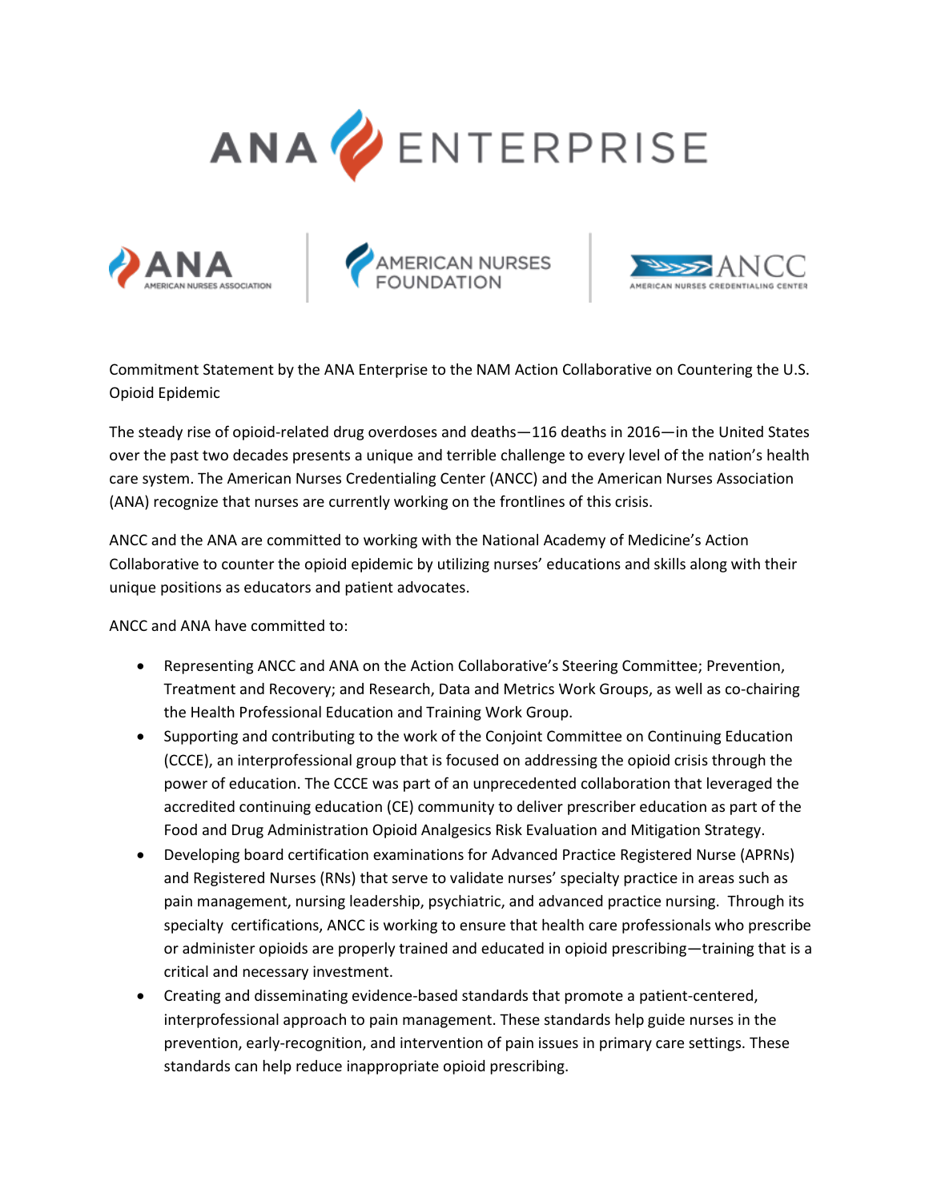Commitment Statement by the ANA Enterprise to the NAM Action Collaborative on Countering the U.S. Opioid Epidemic

The steady rise of opioid-related drug overdoses and deaths—116 deaths in 2016—in the United States over the past two decades presents a unique and terrible challenge to every level of the nation's health care system. The American Nurses Credentialing Center (ANCC) and the American Nurses Association (ANA) recognize that nurses are currently working on the frontlines of this crisis.

ANCC and the ANA are committed to working with the National Academy of Medicine's Action Collaborative to counter the opioid epidemic by utilizing nurses' educations and skills along with their unique positions as educators and patient advocates.

ANCC and ANA have committed to:

- Representing ANCC and ANA on the Action Collaborative's Steering Committee; Prevention, Treatment and Recovery; and Research, Data and Metrics Work Groups, as well as co-chairing the Health Professional Education and Training Work Group.
- Supporting and contributing to the work of the Conjoint Committee on Continuing Education (CCCE), an interprofessional group that is focused on addressing the opioid crisis through the power of education. The CCCE was part of an unprecedented collaboration that leveraged the accredited continuing education (CE) community to deliver prescriber education as part of the Food and Drug Administration Opioid Analgesics Risk Evaluation and Mitigation Strategy.
- Developing board certification examinations for Advanced Practice Registered Nurse (APRNs) and Registered Nurses (RNs) that serve to validate nurses' specialty practice in areas such as pain management, nursing leadership, psychiatric, and advanced practice nursing. Through its specialty certifications, ANCC is working to ensure that health care professionals who prescribe or administer opioids are properly trained and educated in opioid prescribing—training that is a critical and necessary investment.
- Creating and disseminating evidence-based standards that promote a patient-centered, interprofessional approach to pain management. These standards help guide nurses in the prevention, early-recognition, and intervention of pain issues in primary care settings. These standards can help reduce inappropriate opioid prescribing.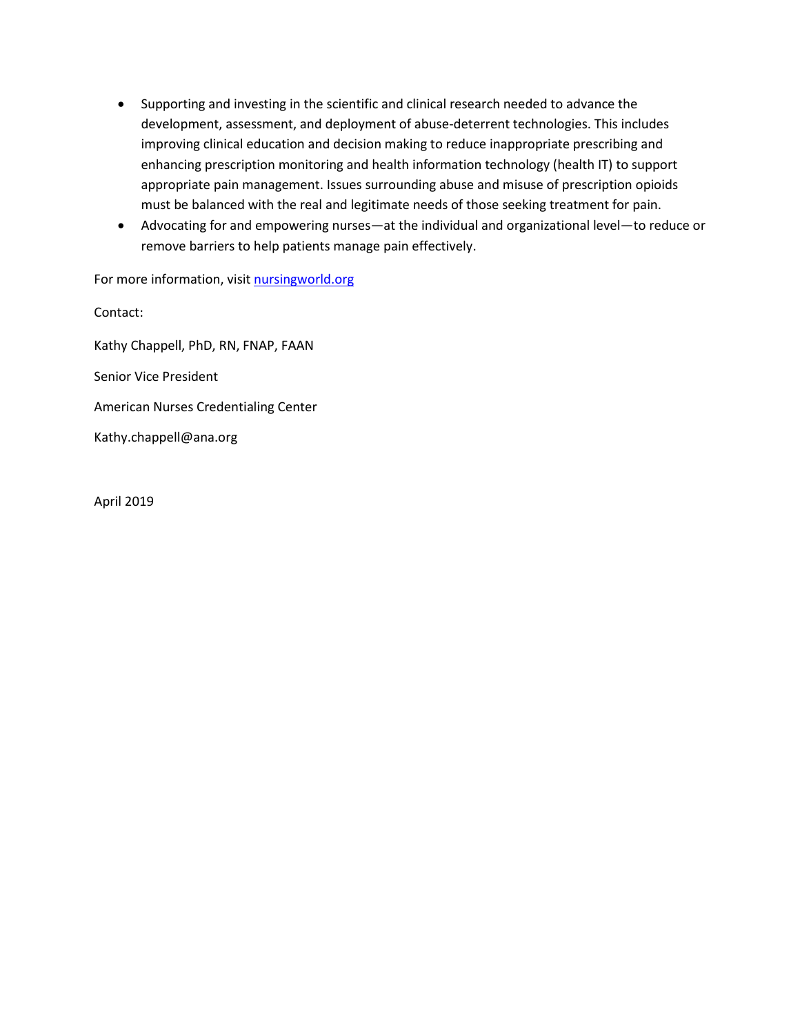- Supporting and investing in the scientific and clinical research needed to advance the development, assessment, and deployment of abuse-deterrent technologies. This includes improving clinical education and decision making to reduce inappropriate prescribing and enhancing prescription monitoring and health information technology (health IT) to support appropriate pain management. Issues surrounding abuse and misuse of prescription opioids must be balanced with the real and legitimate needs of those seeking treatment for pain.
- Advocating for and empowering nurses—at the individual and organizational level—to reduce or remove barriers to help patients manage pain effectively.

For more information, visit [nursingworld.org](nursingworld.org)

Contact:

Kathy Chappell, PhD, RN, FNAP, FAAN

Senior Vice President

American Nurses Credentialing Center

Kathy.chappell@ana.org

April 2019